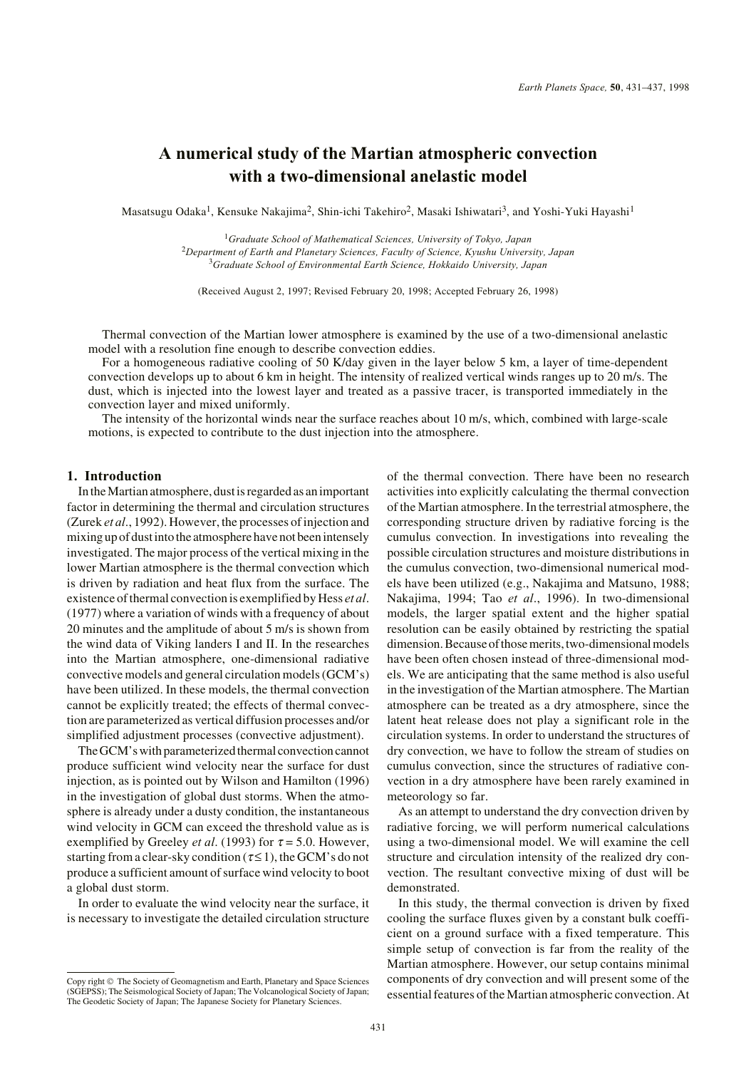# A numerical study of the Martian atmospheric convection with a two-dimensional anelastic model

Masatsugu Odaka[1], Kensuke Nakajima[2], Shin-ichi Takehiro[2], Masaki Ishiwatari[3], and Yoshi-Yuki Hayashi[1]

[1]*Graduate School of Mathematical Sciences, University of Tokyo, Japan*
[2]*Department of Earth and Planetary Sciences, Faculty of Science, Kyushu University, Japan*
[3]*Graduate School of Environmental Earth Science, Hokkaido University, Japan*

(Received August 2, 1997; Revised February 20, 1998; Accepted February 26, 1998)

Thermal convection of the Martian lower atmosphere is examined by the use of a two-dimensional anelastic model with a resolution fine enough to describe convection eddies.

For a homogeneous radiative cooling of 50 K/day given in the layer below 5 km, a layer of time-dependent convection develops up to about 6 km in height. The intensity of realized vertical winds ranges up to 20 m/s. The dust, which is injected into the lowest layer and treated as a passive tracer, is transported immediately in the convection layer and mixed uniformly.

The intensity of the horizontal winds near the surface reaches about 10 m/s, which, combined with large-scale motions, is expected to contribute to the dust injection into the atmosphere.

## 1. Introduction

In the Martian atmosphere, dust is regarded as an important factor in determining the thermal and circulation structures (Zurek *et al*., 1992). However, the processes of injection and mixing up of dust into the atmosphere have not been intensely investigated. The major process of the vertical mixing in the lower Martian atmosphere is the thermal convection which is driven by radiation and heat flux from the surface. The existence of thermal convection is exemplified by Hess *et al*. (1977) where a variation of winds with a frequency of about 20 minutes and the amplitude of about 5 m/s is shown from the wind data of Viking landers I and II. In the researches into the Martian atmosphere, one-dimensional radiative convective models and general circulation models (GCM's) have been utilized. In these models, the thermal convection cannot be explicitly treated; the effects of thermal convection are parameterized as vertical diffusion processes and/or simplified adjustment processes (convective adjustment).

The GCM's with parameterized thermal convection cannot produce sufficient wind velocity near the surface for dust injection, as is pointed out by Wilson and Hamilton (1996) in the investigation of global dust storms. When the atmosphere is already under a dusty condition, the instantaneous wind velocity in GCM can exceed the threshold value as is exemplified by Greeley *et al*. (1993) for $\tau = 5.0$. However, starting from a clear-sky condition ($\tau \leq 1$), the GCM's do not produce a sufficient amount of surface wind velocity to boot a global dust storm.

In order to evaluate the wind velocity near the surface, it is necessary to investigate the detailed circulation structure of the thermal convection. There have been no research activities into explicitly calculating the thermal convection of the Martian atmosphere. In the terrestrial atmosphere, the corresponding structure driven by radiative forcing is the cumulus convection. In investigations into revealing the possible circulation structures and moisture distributions in the cumulus convection, two-dimensional numerical models have been utilized (e.g., Nakajima and Matsuno, 1988; Nakajima, 1994; Tao *et al*., 1996). In two-dimensional models, the larger spatial extent and the higher spatial resolution can be easily obtained by restricting the spatial dimension. Because of those merits, two-dimensional models have been often chosen instead of three-dimensional models. We are anticipating that the same method is also useful in the investigation of the Martian atmosphere. The Martian atmosphere can be treated as a dry atmosphere, since the latent heat release does not play a significant role in the circulation systems. In order to understand the structures of dry convection, we have to follow the stream of studies on cumulus convection, since the structures of radiative convection in a dry atmosphere have been rarely examined in meteorology so far.

As an attempt to understand the dry convection driven by radiative forcing, we will perform numerical calculations using a two-dimensional model. We will examine the cell structure and circulation intensity of the realized dry convection. The resultant convective mixing of dust will be demonstrated.

In this study, the thermal convection is driven by fixed cooling the surface fluxes given by a constant bulk coefficient on a ground surface with a fixed temperature. This simple setup of convection is far from the reality of the Martian atmosphere. However, our setup contains minimal components of dry convection and will present some of the essential features of the Martian atmospheric convection. At

Copy right © The Society of Geomagnetism and Earth, Planetary and Space Sciences (SGEPSS); The Seismological Society of Japan; The Volcanological Society of Japan; The Geodetic Society of Japan; The Japanese Society for Planetary Sciences.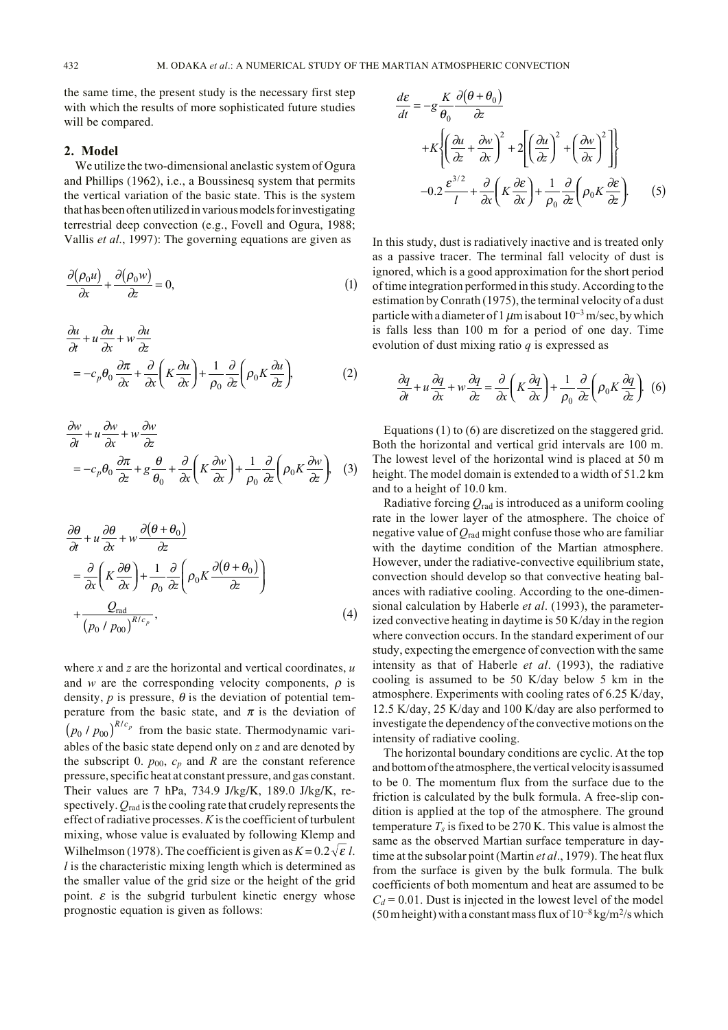the same time, the present study is the necessary first step with which the results of more sophisticated future studies will be compared.

## 2. Model

We utilize the two-dimensional anelastic system of Ogura and Phillips (1962), i.e., a Boussinesq system that permits the vertical variation of the basic state. This is the system that has been often utilized in various models for investigating terrestrial deep convection (e.g., Fovell and Ogura, 1988; Vallis *et al*., 1997): The governing equations are given as

$$\frac{\partial(\rho_0 u)}{\partial x} + \frac{\partial(\rho_0 w)}{\partial z} = 0, \tag{1}$$

$$\frac{\partial u}{\partial t} + u\frac{\partial u}{\partial x} + w\frac{\partial u}{\partial z} = -c_p\theta_0\frac{\partial \pi}{\partial x} + \frac{\partial}{\partial x}\left(K\frac{\partial u}{\partial x}\right) + \frac{1}{\rho_0}\frac{\partial}{\partial z}\left(\rho_0 K\frac{\partial u}{\partial z}\right), \tag{2}$$

$$\frac{\partial w}{\partial t} + u\frac{\partial w}{\partial x} + w\frac{\partial w}{\partial z} = -c_p\theta_0\frac{\partial \pi}{\partial z} + g\frac{\theta}{\theta_0} + \frac{\partial}{\partial x}\left(K\frac{\partial w}{\partial x}\right) + \frac{1}{\rho_0}\frac{\partial}{\partial z}\left(\rho_0 K\frac{\partial w}{\partial z}\right), \tag{3}$$

$$\frac{\partial \theta}{\partial t} + u\frac{\partial \theta}{\partial x} + w\frac{\partial(\theta+\theta_0)}{\partial z} = \frac{\partial}{\partial x}\left(K\frac{\partial \theta}{\partial x}\right) + \frac{1}{\rho_0}\frac{\partial}{\partial z}\left(\rho_0 K\frac{\partial(\theta+\theta_0)}{\partial z}\right) + \frac{Q_{\mathrm{rad}}}{(p_0/p_{00})^{R/c_p}}, \tag{4}$$

where $x$ and $z$ are the horizontal and vertical coordinates, $u$ and $w$ are the corresponding velocity components, $\rho$ is density, $p$ is pressure, $\theta$ is the deviation of potential temperature from the basic state, and $\pi$ is the deviation of $(p_0/p_{00})^{R/c_p}$ from the basic state. Thermodynamic variables of the basic state depend only on $z$ and are denoted by the subscript 0. $p_{00}$, $c_p$ and $R$ are the constant reference pressure, specific heat at constant pressure, and gas constant. Their values are 7 hPa, 734.9 J/kg/K, 189.0 J/kg/K, respectively. $Q_{\mathrm{rad}}$ is the cooling rate that crudely represents the effect of radiative processes. $K$ is the coefficient of turbulent mixing, whose value is evaluated by following Klemp and Wilhelmson (1978). The coefficient is given as $K = 0.2\sqrt{\varepsilon}\, l$. $l$ is the characteristic mixing length which is determined as the smaller value of the grid size or the height of the grid point. $\varepsilon$ is the subgrid turbulent kinetic energy whose prognostic equation is given as follows:

$$\frac{d\varepsilon}{dt} = -g\frac{K}{\theta_0}\frac{\partial(\theta+\theta_0)}{\partial z} + K\left\{\left(\frac{\partial u}{\partial z} + \frac{\partial w}{\partial x}\right)^2 + 2\left[\left(\frac{\partial u}{\partial z}\right)^2 + \left(\frac{\partial w}{\partial x}\right)^2\right]\right\} - 0.2\frac{\varepsilon^{3/2}}{l} + \frac{\partial}{\partial x}\left(K\frac{\partial \varepsilon}{\partial x}\right) + \frac{1}{\rho_0}\frac{\partial}{\partial z}\left(\rho_0 K\frac{\partial \varepsilon}{\partial z}\right). \tag{5}$$

In this study, dust is radiatively inactive and is treated only as a passive tracer. The terminal fall velocity of dust is ignored, which is a good approximation for the short period of time integration performed in this study. According to the estimation by Conrath (1975), the terminal velocity of a dust particle with a diameter of 1 $\mu$m is about $10^{-3}$ m/sec, by which is falls less than 100 m for a period of one day. Time evolution of dust mixing ratio $q$ is expressed as

$$\frac{\partial q}{\partial t} + u\frac{\partial q}{\partial x} + w\frac{\partial q}{\partial z} = \frac{\partial}{\partial x}\left(K\frac{\partial q}{\partial x}\right) + \frac{1}{\rho_0}\frac{\partial}{\partial z}\left(\rho_0 K\frac{\partial q}{\partial z}\right). \tag{6}$$

Equations (1) to (6) are discretized on the staggered grid. Both the horizontal and vertical grid intervals are 100 m. The lowest level of the horizontal wind is placed at 50 m height. The model domain is extended to a width of 51.2 km and to a height of 10.0 km.

Radiative forcing $Q_{\mathrm{rad}}$ is introduced as a uniform cooling rate in the lower layer of the atmosphere. The choice of negative value of $Q_{\mathrm{rad}}$ might confuse those who are familiar with the daytime condition of the Martian atmosphere. However, under the radiative-convective equilibrium state, convection should develop so that convective heating balances with radiative cooling. According to the one-dimensional calculation by Haberle *et al*. (1993), the parameterized convective heating in daytime is 50 K/day in the region where convection occurs. In the standard experiment of our study, expecting the emergence of convection with the same intensity as that of Haberle *et al*. (1993), the radiative cooling is assumed to be 50 K/day below 5 km in the atmosphere. Experiments with cooling rates of 6.25 K/day, 12.5 K/day, 25 K/day and 100 K/day are also performed to investigate the dependency of the convective motions on the intensity of radiative cooling.

The horizontal boundary conditions are cyclic. At the top and bottom of the atmosphere, the vertical velocity is assumed to be 0. The momentum flux from the surface due to the friction is calculated by the bulk formula. A free-slip condition is applied at the top of the atmosphere. The ground temperature $T_s$ is fixed to be 270 K. This value is almost the same as the observed Martian surface temperature in daytime at the subsolar point (Martin *et al*., 1979). The heat flux from the surface is given by the bulk formula. The bulk coefficients of both momentum and heat are assumed to be $C_d = 0.01$. Dust is injected in the lowest level of the model (50 m height) with a constant mass flux of $10^{-8}$ kg/m$^2$/s which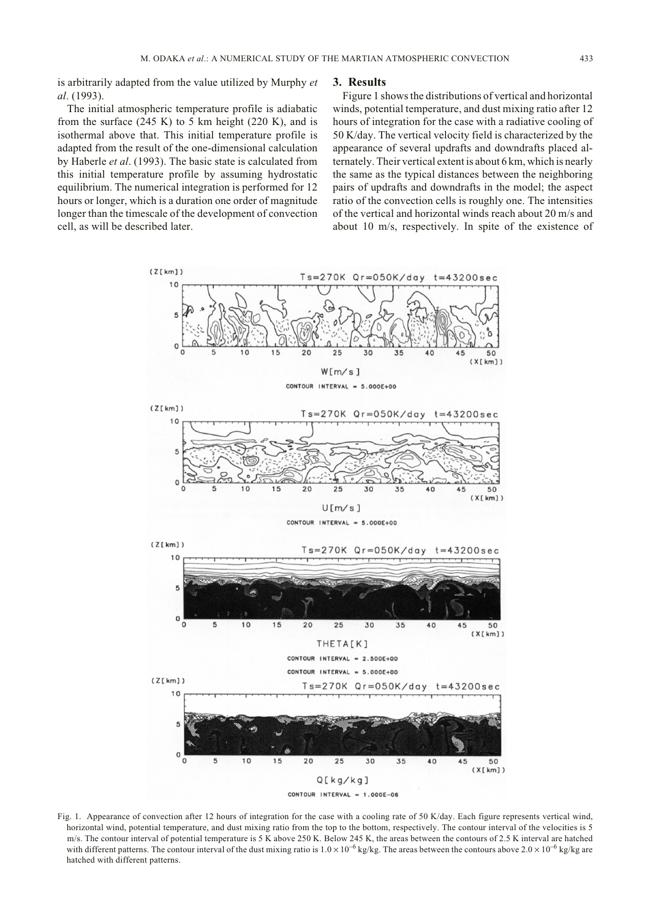is arbitrarily adapted from the value utilized by Murphy *et al*. (1993).

The initial atmospheric temperature profile is adiabatic from the surface (245 K) to 5 km height (220 K), and is isothermal above that. This initial temperature profile is adapted from the result of the one-dimensional calculation by Haberle *et al*. (1993). The basic state is calculated from this initial temperature profile by assuming hydrostatic equilibrium. The numerical integration is performed for 12 hours or longer, which is a duration one order of magnitude longer than the timescale of the development of convection cell, as will be described later.

## 3. Results

Figure 1 shows the distributions of vertical and horizontal winds, potential temperature, and dust mixing ratio after 12 hours of integration for the case with a radiative cooling of 50 K/day. The vertical velocity field is characterized by the appearance of several updrafts and downdrafts placed alternately. Their vertical extent is about 6 km, which is nearly the same as the typical distances between the neighboring pairs of updrafts and downdrafts in the model; the aspect ratio of the convection cells is roughly one. The intensities of the vertical and horizontal winds reach about 20 m/s and about 10 m/s, respectively. In spite of the existence of

Fig. 1. Appearance of convection after 12 hours of integration for the case with a cooling rate of 50 K/day. Each figure represents vertical wind, horizontal wind, potential temperature, and dust mixing ratio from the top to the bottom, respectively. The contour interval of the velocities is 5 m/s. The contour interval of potential temperature is 5 K above 250 K. Below 245 K, the areas between the contours of 2.5 K interval are hatched with different patterns. The contour interval of the dust mixing ratio is $1.0 \times 10^{-6}$ kg/kg. The areas between the contours above $2.0 \times 10^{-6}$ kg/kg are hatched with different patterns.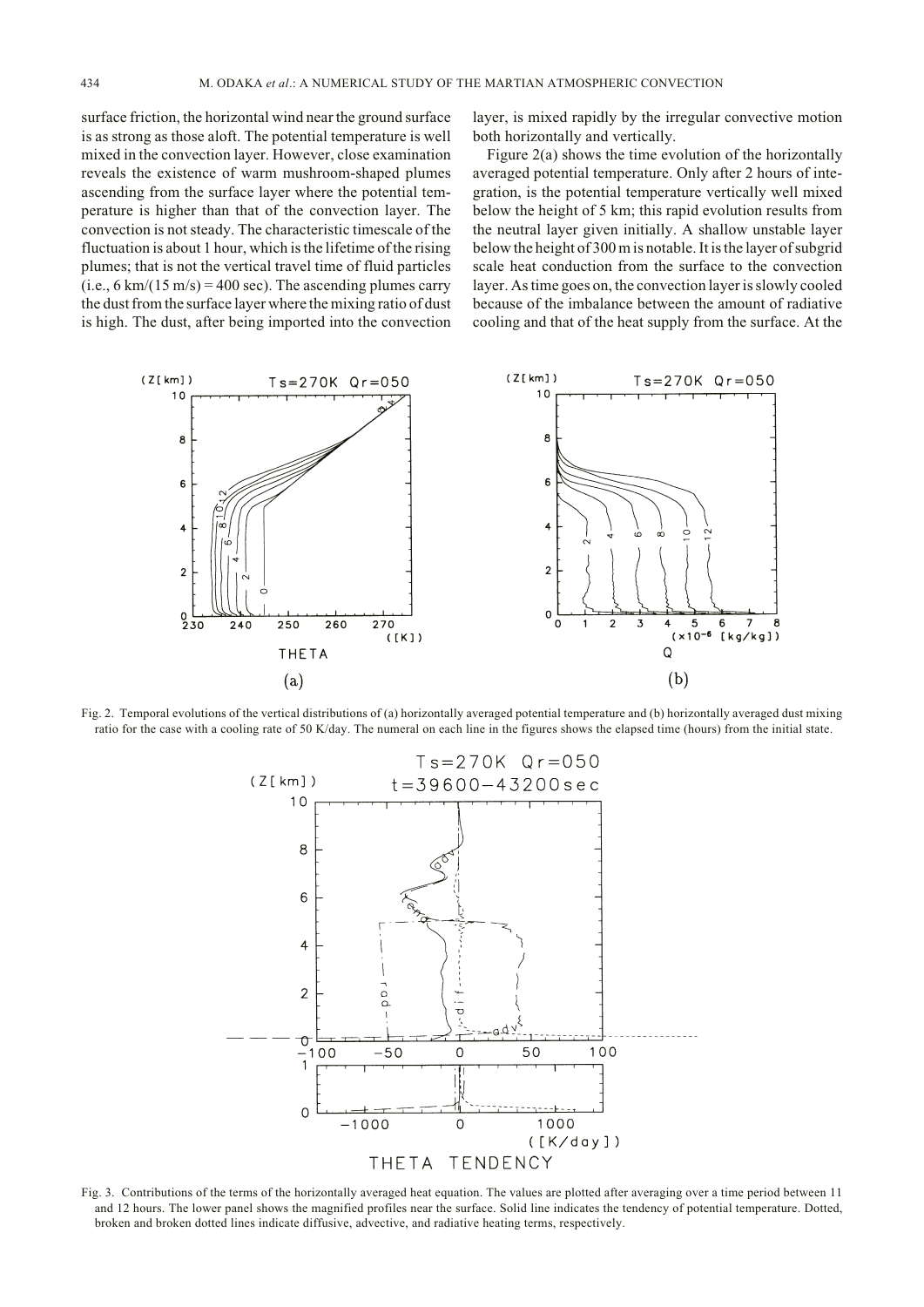surface friction, the horizontal wind near the ground surface is as strong as those aloft. The potential temperature is well mixed in the convection layer. However, close examination reveals the existence of warm mushroom-shaped plumes ascending from the surface layer where the potential temperature is higher than that of the convection layer. The convection is not steady. The characteristic timescale of the fluctuation is about 1 hour, which is the lifetime of the rising plumes; that is not the vertical travel time of fluid particles (i.e., 6 km/(15 m/s) = 400 sec). The ascending plumes carry the dust from the surface layer where the mixing ratio of dust is high. The dust, after being imported into the convection layer, is mixed rapidly by the irregular convective motion both horizontally and vertically.

Figure 2(a) shows the time evolution of the horizontally averaged potential temperature. Only after 2 hours of integration, is the potential temperature vertically well mixed below the height of 5 km; this rapid evolution results from the neutral layer given initially. A shallow unstable layer below the height of 300 m is notable. It is the layer of subgrid scale heat conduction from the surface to the convection layer. As time goes on, the convection layer is slowly cooled because of the imbalance between the amount of radiative cooling and that of the heat supply from the surface. At the

Fig. 2. Temporal evolutions of the vertical distributions of (a) horizontally averaged potential temperature and (b) horizontally averaged dust mixing ratio for the case with a cooling rate of 50 K/day. The numeral on each line in the figures shows the elapsed time (hours) from the initial state.

Fig. 3. Contributions of the terms of the horizontally averaged heat equation. The values are plotted after averaging over a time period between 11 and 12 hours. The lower panel shows the magnified profiles near the surface. Solid line indicates the tendency of potential temperature. Dotted, broken and broken dotted lines indicate diffusive, advective, and radiative heating terms, respectively.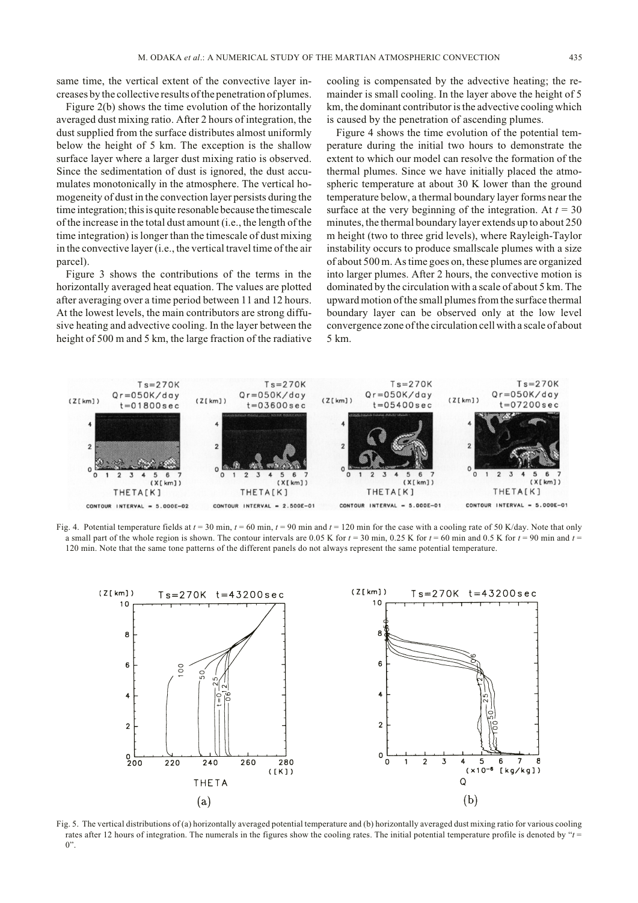same time, the vertical extent of the convective layer increases by the collective results of the penetration of plumes.

Figure 2(b) shows the time evolution of the horizontally averaged dust mixing ratio. After 2 hours of integration, the dust supplied from the surface distributes almost uniformly below the height of 5 km. The exception is the shallow surface layer where a larger dust mixing ratio is observed. Since the sedimentation of dust is ignored, the dust accumulates monotonically in the atmosphere. The vertical homogeneity of dust in the convection layer persists during the time integration; this is quite resonable because the timescale of the increase in the total dust amount (i.e., the length of the time integration) is longer than the timescale of dust mixing in the convective layer (i.e., the vertical travel time of the air parcel).

Figure 3 shows the contributions of the terms in the horizontally averaged heat equation. The values are plotted after averaging over a time period between 11 and 12 hours. At the lowest levels, the main contributors are strong diffusive heating and advective cooling. In the layer between the height of 500 m and 5 km, the large fraction of the radiative cooling is compensated by the advective heating; the remainder is small cooling. In the layer above the height of 5 km, the dominant contributor is the advective cooling which is caused by the penetration of ascending plumes.

Figure 4 shows the time evolution of the potential temperature during the initial two hours to demonstrate the extent to which our model can resolve the formation of the thermal plumes. Since we have initially placed the atmospheric temperature at about 30 K lower than the ground temperature below, a thermal boundary layer forms near the surface at the very beginning of the integration. At $t$ = 30 minutes, the thermal boundary layer extends up to about 250 m height (two to three grid levels), where Rayleigh-Taylor instability occurs to produce smallscale plumes with a size of about 500 m. As time goes on, these plumes are organized into larger plumes. After 2 hours, the convective motion is dominated by the circulation with a scale of about 5 km. The upward motion of the small plumes from the surface thermal boundary layer can be observed only at the low level convergence zone of the circulation cell with a scale of about 5 km.

Fig. 4. Potential temperature fields at $t$ = 30 min, $t$ = 60 min, $t$ = 90 min and $t$ = 120 min for the case with a cooling rate of 50 K/day. Note that only a small part of the whole region is shown. The contour intervals are 0.05 K for $t$ = 30 min, 0.25 K for $t$ = 60 min and 0.5 K for $t$ = 90 min and $t$ = 120 min. Note that the same tone patterns of the different panels do not always represent the same potential temperature.

Fig. 5. The vertical distributions of (a) horizontally averaged potential temperature and (b) horizontally averaged dust mixing ratio for various cooling rates after 12 hours of integration. The numerals in the figures show the cooling rates. The initial potential temperature profile is denoted by "$t$ = 0".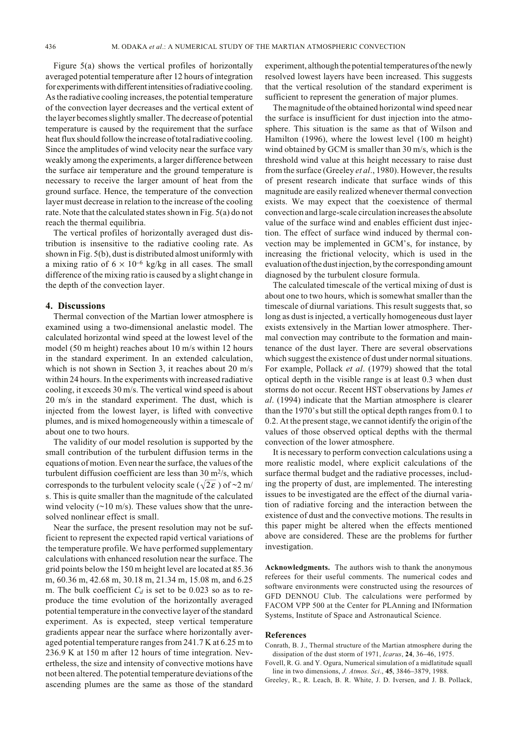Figure 5(a) shows the vertical profiles of horizontally averaged potential temperature after 12 hours of integration for experiments with different intensities of radiative cooling. As the radiative cooling increases, the potential temperature of the convection layer decreases and the vertical extent of the layer becomes slightly smaller. The decrease of potential temperature is caused by the requirement that the surface heat flux should follow the increase of total radiative cooling. Since the amplitudes of wind velocity near the surface vary weakly among the experiments, a larger difference between the surface air temperature and the ground temperature is necessary to receive the larger amount of heat from the ground surface. Hence, the temperature of the convection layer must decrease in relation to the increase of the cooling rate. Note that the calculated states shown in Fig. 5(a) do not reach the thermal equilibria.

The vertical profiles of horizontally averaged dust distribution is insensitive to the radiative cooling rate. As shown in Fig. 5(b), dust is distributed almost uniformly with a mixing ratio of $6 \times 10^{-6}$ kg/kg in all cases. The small difference of the mixing ratio is caused by a slight change in the depth of the convection layer.

## 4. Discussions

Thermal convection of the Martian lower atmosphere is examined using a two-dimensional anelastic model. The calculated horizontal wind speed at the lowest level of the model (50 m height) reaches about 10 m/s within 12 hours in the standard experiment. In an extended calculation, which is not shown in Section 3, it reaches about 20 m/s within 24 hours. In the experiments with increased radiative cooling, it exceeds 30 m/s. The vertical wind speed is about 20 m/s in the standard experiment. The dust, which is injected from the lowest layer, is lifted with convective plumes, and is mixed homogeneously within a timescale of about one to two hours.

The validity of our model resolution is supported by the small contribution of the turbulent diffusion terms in the equations of motion. Even near the surface, the values of the turbulent diffusion coefficient are less than 30 m$^2$/s, which corresponds to the turbulent velocity scale ($\sqrt{2\varepsilon}$) of ~2 m/s. This is quite smaller than the magnitude of the calculated wind velocity (~10 m/s). These values show that the unresolved nonlinear effect is small.

Near the surface, the present resolution may not be sufficient to represent the expected rapid vertical variations of the temperature profile. We have performed supplementary calculations with enhanced resolution near the surface. The grid points below the 150 m height level are located at 85.36 m, 60.36 m, 42.68 m, 30.18 m, 21.34 m, 15.08 m, and 6.25 m. The bulk coefficient $C_d$ is set to be 0.023 so as to reproduce the time evolution of the horizontally averaged potential temperature in the convective layer of the standard experiment. As is expected, steep vertical temperature gradients appear near the surface where horizontally averaged potential temperature ranges from 241.7 K at 6.25 m to 236.9 K at 150 m after 12 hours of time integration. Nevertheless, the size and intensity of convective motions have not been altered. The potential temperature deviations of the ascending plumes are the same as those of the standard experiment, although the potential temperatures of the newly resolved lowest layers have been increased. This suggests that the vertical resolution of the standard experiment is sufficient to represent the generation of major plumes.

The magnitude of the obtained horizontal wind speed near the surface is insufficient for dust injection into the atmosphere. This situation is the same as that of Wilson and Hamilton (1996), where the lowest level (100 m height) wind obtained by GCM is smaller than 30 m/s, which is the threshold wind value at this height necessary to raise dust from the surface (Greeley *et al*., 1980). However, the results of present research indicate that surface winds of this magnitude are easily realized whenever thermal convection exists. We may expect that the coexistence of thermal convection and large-scale circulation increases the absolute value of the surface wind and enables efficient dust injection. The effect of surface wind induced by thermal convection may be implemented in GCM's, for instance, by increasing the frictional velocity, which is used in the evaluation of the dust injection, by the corresponding amount diagnosed by the turbulent closure formula.

The calculated timescale of the vertical mixing of dust is about one to two hours, which is somewhat smaller than the timescale of diurnal variations. This result suggests that, so long as dust is injected, a vertically homogeneous dust layer exists extensively in the Martian lower atmosphere. Thermal convection may contribute to the formation and maintenance of the dust layer. There are several observations which suggest the existence of dust under normal situations. For example, Pollack *et al*. (1979) showed that the total optical depth in the visible range is at least 0.3 when dust storms do not occur. Recent HST observations by James *et al*. (1994) indicate that the Martian atmosphere is clearer than the 1970's but still the optical depth ranges from 0.1 to 0.2. At the present stage, we cannot identify the origin of the values of those observed optical depths with the thermal convection of the lower atmosphere.

It is necessary to perform convection calculations using a more realistic model, where explicit calculations of the surface thermal budget and the radiative processes, including the property of dust, are implemented. The interesting issues to be investigated are the effect of the diurnal variation of radiative forcing and the interaction between the existence of dust and the convective motions. The results in this paper might be altered when the effects mentioned above are considered. These are the problems for further investigation.

**Acknowledgments.** The authors wish to thank the anonymous referees for their useful comments. The numerical codes and software environments were constructed using the resources of GFD DENNOU Club. The calculations were performed by FACOM VPP 500 at the Center for PLAnning and INformation Systems, Institute of Space and Astronautical Science.

## References

Conrath, B. J., Thermal structure of the Martian atmosphere during the dissipation of the dust storm of 1971, *Icarus*, **24**, 36–46, 1975.

Fovell, R. G. and Y. Ogura, Numerical simulation of a midlatitude squall line in two dimensions, *J. Atmos. Sci*., **45**, 3846–3879, 1988.

Greeley, R., R. Leach, B. R. White, J. D. Iversen, and J. B. Pollack,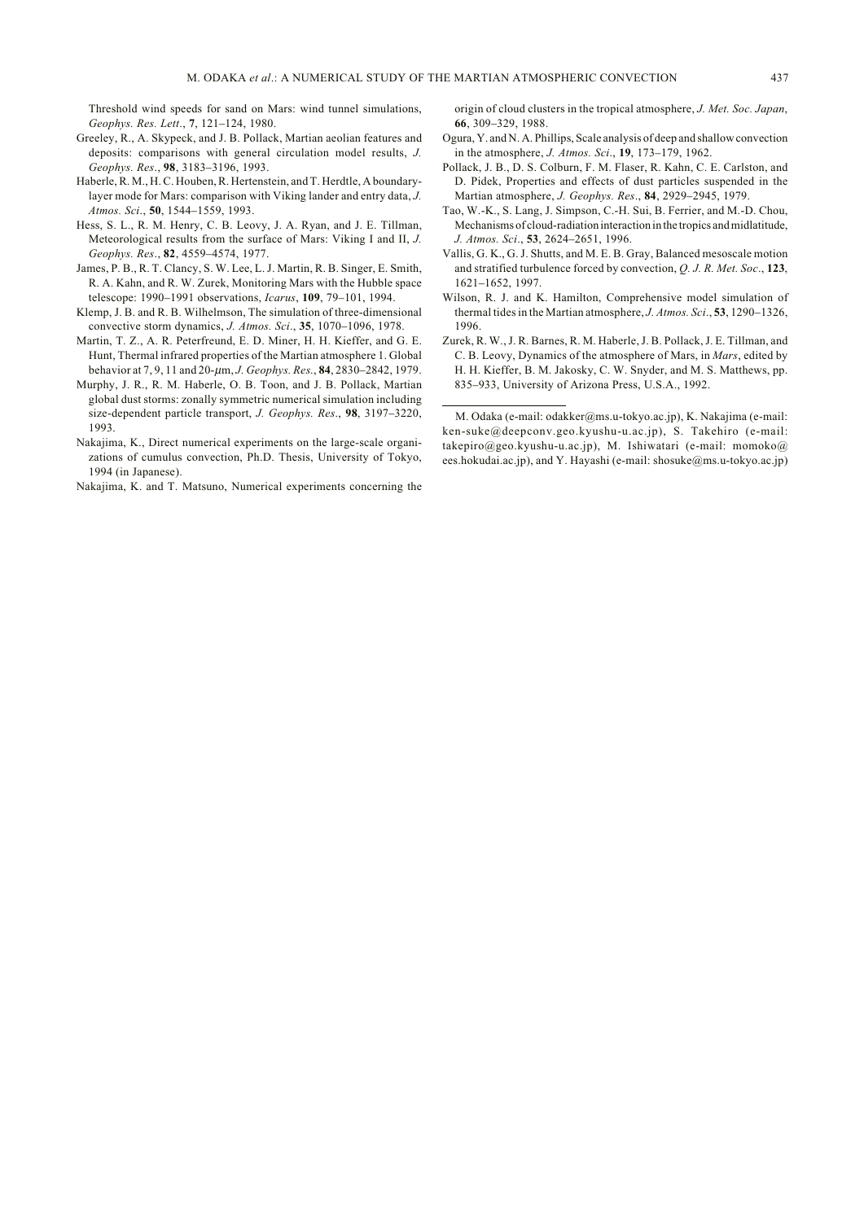Threshold wind speeds for sand on Mars: wind tunnel simulations, *Geophys. Res. Lett*., **7**, 121–124, 1980.

Greeley, R., A. Skypeck, and J. B. Pollack, Martian aeolian features and deposits: comparisons with general circulation model results, *J. Geophys. Res*., **98**, 3183–3196, 1993.

Haberle, R. M., H. C. Houben, R. Hertenstein, and T. Herdtle, A boundary-layer mode for Mars: comparison with Viking lander and entry data, *J. Atmos. Sci*., **50**, 1544–1559, 1993.

Hess, S. L., R. M. Henry, C. B. Leovy, J. A. Ryan, and J. E. Tillman, Meteorological results from the surface of Mars: Viking I and II, *J. Geophys. Res*., **82**, 4559–4574, 1977.

James, P. B., R. T. Clancy, S. W. Lee, L. J. Martin, R. B. Singer, E. Smith, R. A. Kahn, and R. W. Zurek, Monitoring Mars with the Hubble space telescope: 1990–1991 observations, *Icarus*, **109**, 79–101, 1994.

Klemp, J. B. and R. B. Wilhelmson, The simulation of three-dimensional convective storm dynamics, *J. Atmos. Sci*., **35**, 1070–1096, 1978.

Martin, T. Z., A. R. Peterfreund, E. D. Miner, H. H. Kieffer, and G. E. Hunt, Thermal infrared properties of the Martian atmosphere 1. Global behavior at 7, 9, 11 and 20-$\mu$m, *J. Geophys. Res.*, **84**, 2830–2842, 1979.

Murphy, J. R., R. M. Haberle, O. B. Toon, and J. B. Pollack, Martian global dust storms: zonally symmetric numerical simulation including size-dependent particle transport, *J. Geophys. Res*., **98**, 3197–3220, 1993.

Nakajima, K., Direct numerical experiments on the large-scale organizations of cumulus convection, Ph.D. Thesis, University of Tokyo, 1994 (in Japanese).

Nakajima, K. and T. Matsuno, Numerical experiments concerning the origin of cloud clusters in the tropical atmosphere, *J. Met. Soc. Japan*, **66**, 309–329, 1988.

Ogura, Y. and N. A. Phillips, Scale analysis of deep and shallow convection in the atmosphere, *J. Atmos. Sci*., **19**, 173–179, 1962.

Pollack, J. B., D. S. Colburn, F. M. Flaser, R. Kahn, C. E. Carlston, and D. Pidek, Properties and effects of dust particles suspended in the Martian atmosphere, *J. Geophys. Res*., **84**, 2929–2945, 1979.

Tao, W.-K., S. Lang, J. Simpson, C.-H. Sui, B. Ferrier, and M.-D. Chou, Mechanisms of cloud-radiation interaction in the tropics and midlatitude, *J. Atmos. Sci*., **53**, 2624–2651, 1996.

Vallis, G. K., G. J. Shutts, and M. E. B. Gray, Balanced mesoscale motion and stratified turbulence forced by convection, *Q. J. R. Met. Soc*., **123**, 1621–1652, 1997.

Wilson, R. J. and K. Hamilton, Comprehensive model simulation of thermal tides in the Martian atmosphere, *J. Atmos. Sci*., **53**, 1290–1326, 1996.

Zurek, R. W., J. R. Barnes, R. M. Haberle, J. B. Pollack, J. E. Tillman, and C. B. Leovy, Dynamics of the atmosphere of Mars, in *Mars*, edited by H. H. Kieffer, B. M. Jakosky, C. W. Snyder, and M. S. Matthews, pp. 835–933, University of Arizona Press, U.S.A., 1992.

---

M. Odaka (e-mail: odakker@ms.u-tokyo.ac.jp), K. Nakajima (e-mail: ken-suke@deepconv.geo.kyushu-u.ac.jp), S. Takehiro (e-mail: takepiro@geo.kyushu-u.ac.jp), M. Ishiwatari (e-mail: momoko@ees.hokudai.ac.jp), and Y. Hayashi (e-mail: shosuke@ms.u-tokyo.ac.jp)